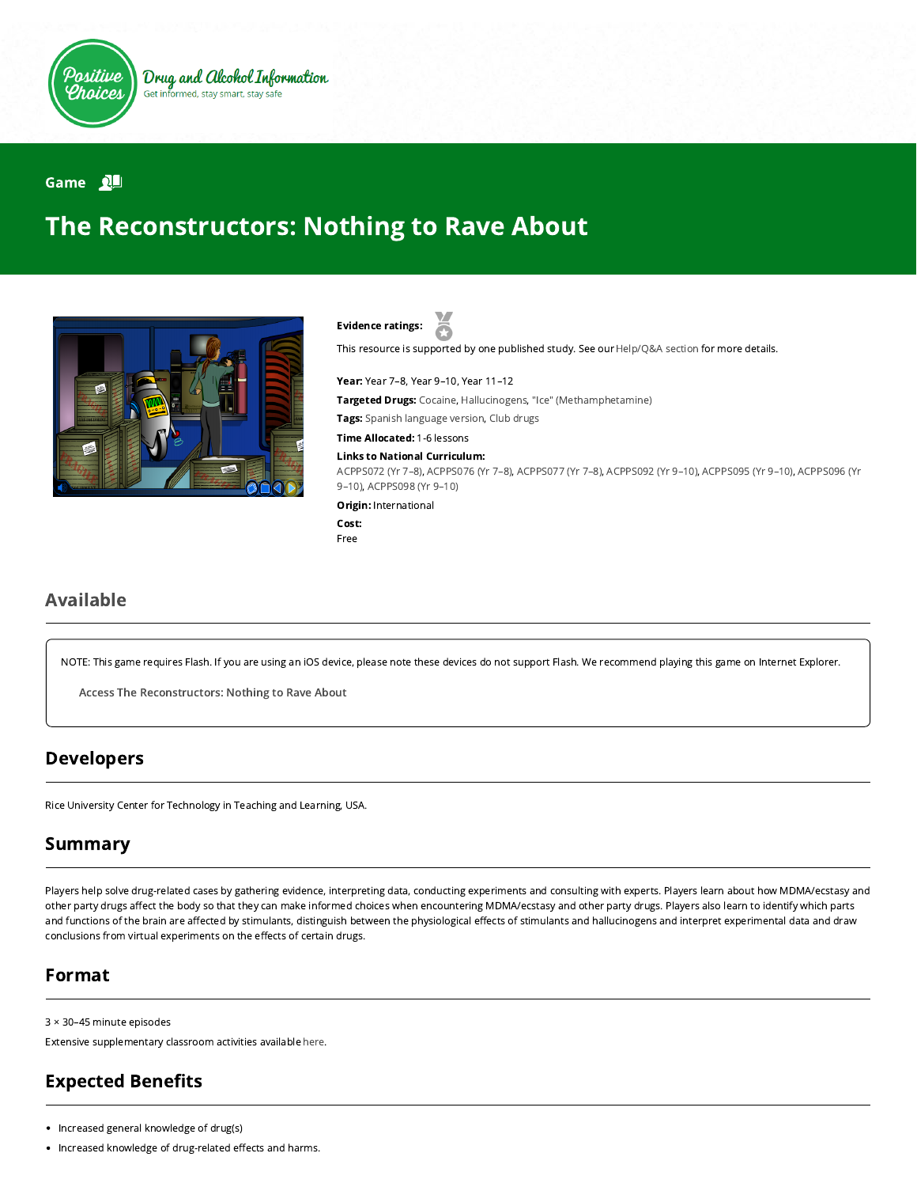Positive Choices — Drug and Alcohol Information
Get informed, stay smart, stay safe

Game

# The Reconstructors: Nothing to Rave About

**Evidence ratings:**

This resource is supported by one published study. See our Help/Q&A section for more details.

**Year:** Year 7–8, Year 9–10, Year 11–12

**Targeted Drugs:** Cocaine, Hallucinogens, "Ice" (Methamphetamine)

**Tags:** Spanish language version, Club drugs

**Time Allocated:** 1-6 lessons

**Links to National Curriculum:**
ACPPS072 (Yr 7–8), ACPPS076 (Yr 7–8), ACPPS077 (Yr 7–8), ACPPS092 (Yr 9–10), ACPPS095 (Yr 9–10), ACPPS096 (Yr 9–10), ACPPS098 (Yr 9–10)

**Origin:** International

**Cost:**
Free

## Available

NOTE: This game requires Flash. If you are using an iOS device, please note these devices do not support Flash. We recommend playing this game on Internet Explorer.

Access The Reconstructors: Nothing to Rave About

## Developers

Rice University Center for Technology in Teaching and Learning, USA.

## Summary

Players help solve drug-related cases by gathering evidence, interpreting data, conducting experiments and consulting with experts. Players learn about how MDMA/ecstasy and other party drugs affect the body so that they can make informed choices when encountering MDMA/ecstasy and other party drugs. Players also learn to identify which parts and functions of the brain are affected by stimulants, distinguish between the physiological effects of stimulants and hallucinogens and interpret experimental data and draw conclusions from virtual experiments on the effects of certain drugs.

## Format

3 × 30–45 minute episodes

Extensive supplementary classroom activities available here.

## Expected Benefits

- Increased general knowledge of drug(s)
- Increased knowledge of drug-related effects and harms.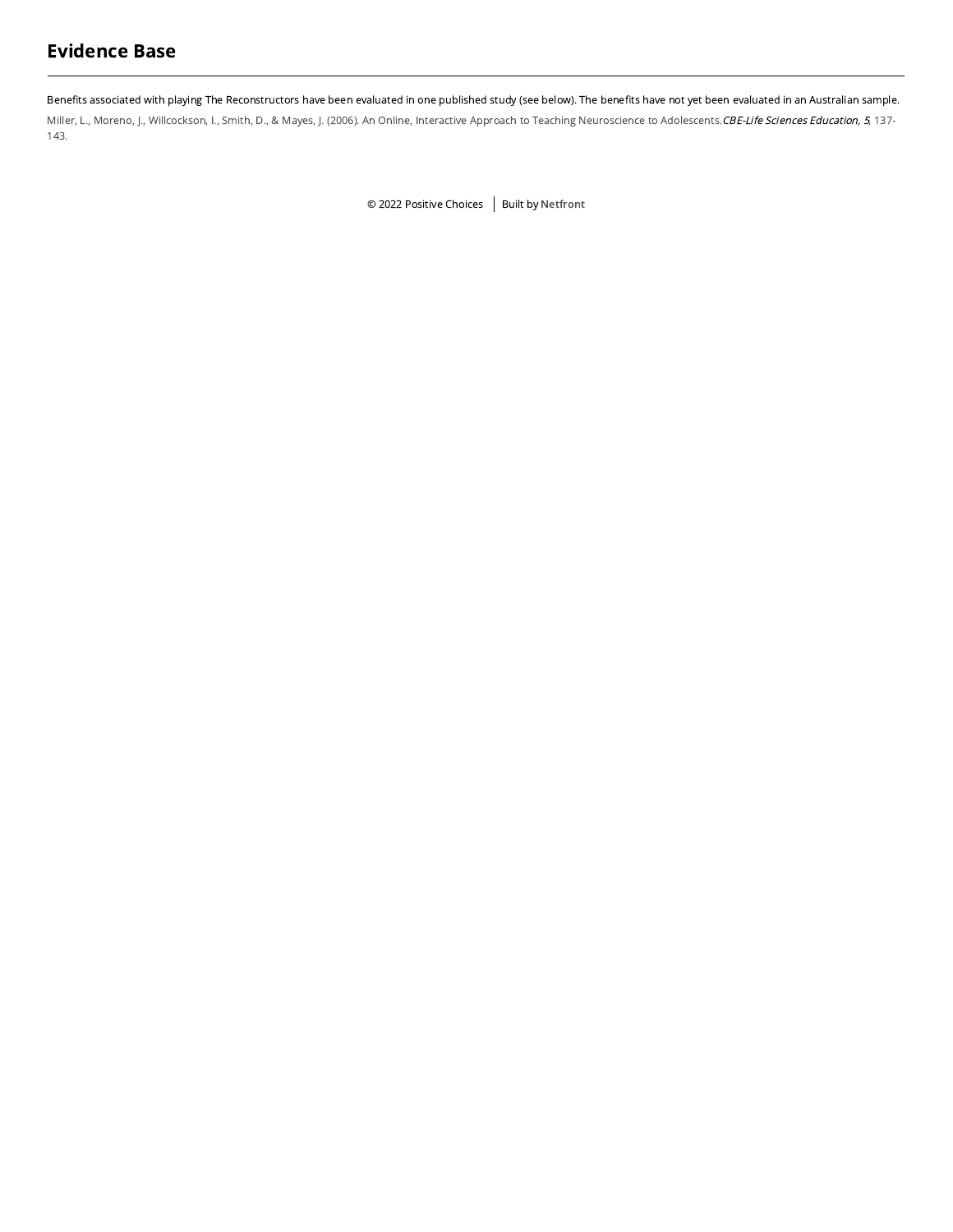## Evidence Base

Benefits associated with playing The Reconstructors have been evaluated in one published study (see below). The benefits have not yet been evaluated in an Australian sample.

Miller, L., Moreno, J., Willcockson, I., Smith, D., & Mayes, J. (2006). An Online, Interactive Approach to Teaching Neuroscience to Adolescents. *CBE-Life Sciences Education, 5*, 137-143.

© 2022 Positive Choices | Built by **Netfront**